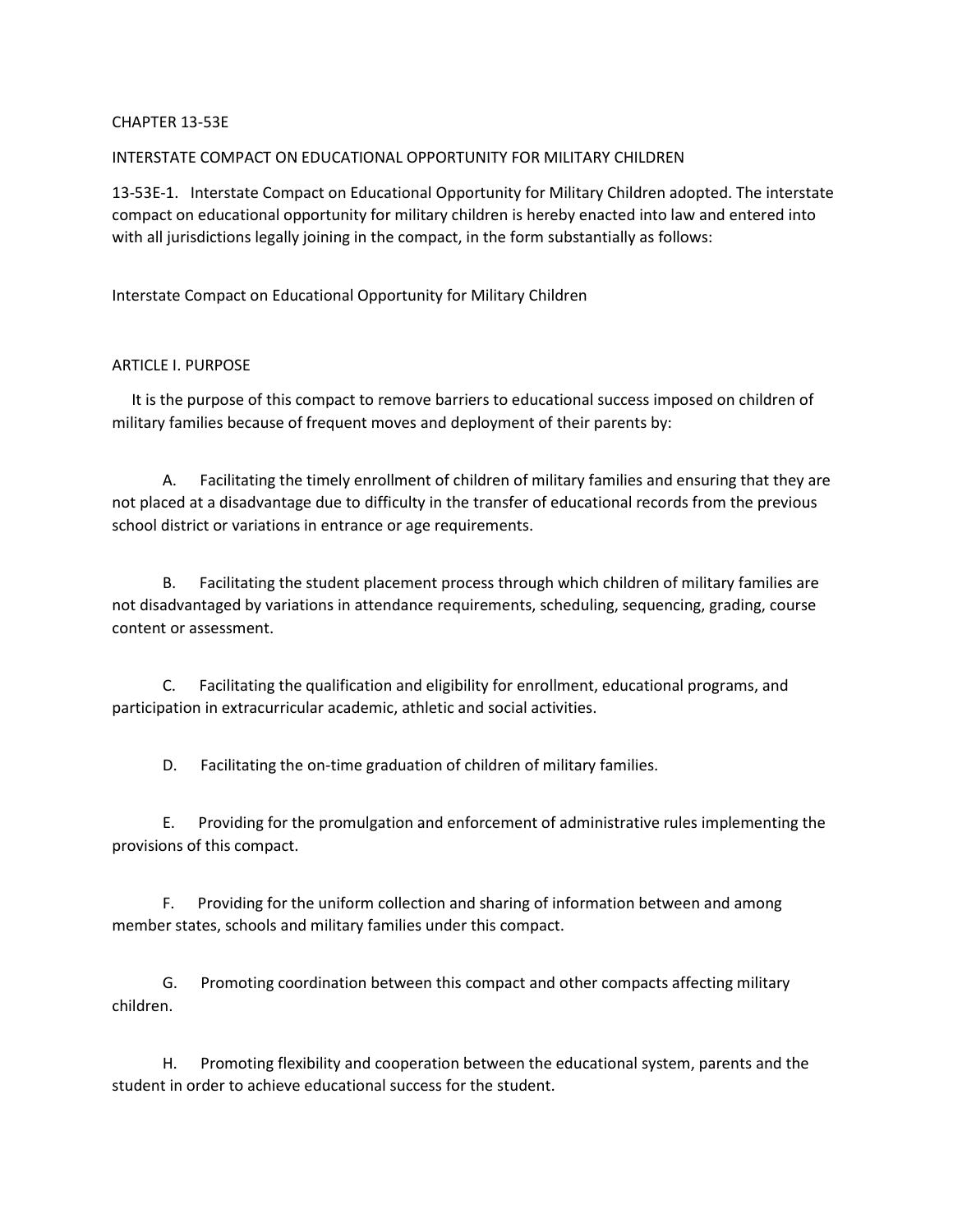# CHAPTER 13-53E

## INTERSTATE COMPACT ON EDUCATIONAL OPPORTUNITY FOR MILITARY CHILDREN

13-53E-1. Interstate Compact on Educational Opportunity for Military Children adopted. The interstate compact on educational opportunity for military children is hereby enacted into law and entered into with all jurisdictions legally joining in the compact, in the form substantially as follows:

Interstate Compact on Educational Opportunity for Military Children

### ARTICLE I. PURPOSE

It is the purpose of this compact to remove barriers to educational success imposed on children of military families because of frequent moves and deployment of their parents by:

A. Facilitating the timely enrollment of children of military families and ensuring that they are not placed at a disadvantage due to difficulty in the transfer of educational records from the previous school district or variations in entrance or age requirements.

B. Facilitating the student placement process through which children of military families are not disadvantaged by variations in attendance requirements, scheduling, sequencing, grading, course content or assessment.

C. Facilitating the qualification and eligibility for enrollment, educational programs, and participation in extracurricular academic, athletic and social activities.

D. Facilitating the on-time graduation of children of military families.

E. Providing for the promulgation and enforcement of administrative rules implementing the provisions of this compact.

F. Providing for the uniform collection and sharing of information between and among member states, schools and military families under this compact.

G. Promoting coordination between this compact and other compacts affecting military children.

H. Promoting flexibility and cooperation between the educational system, parents and the student in order to achieve educational success for the student.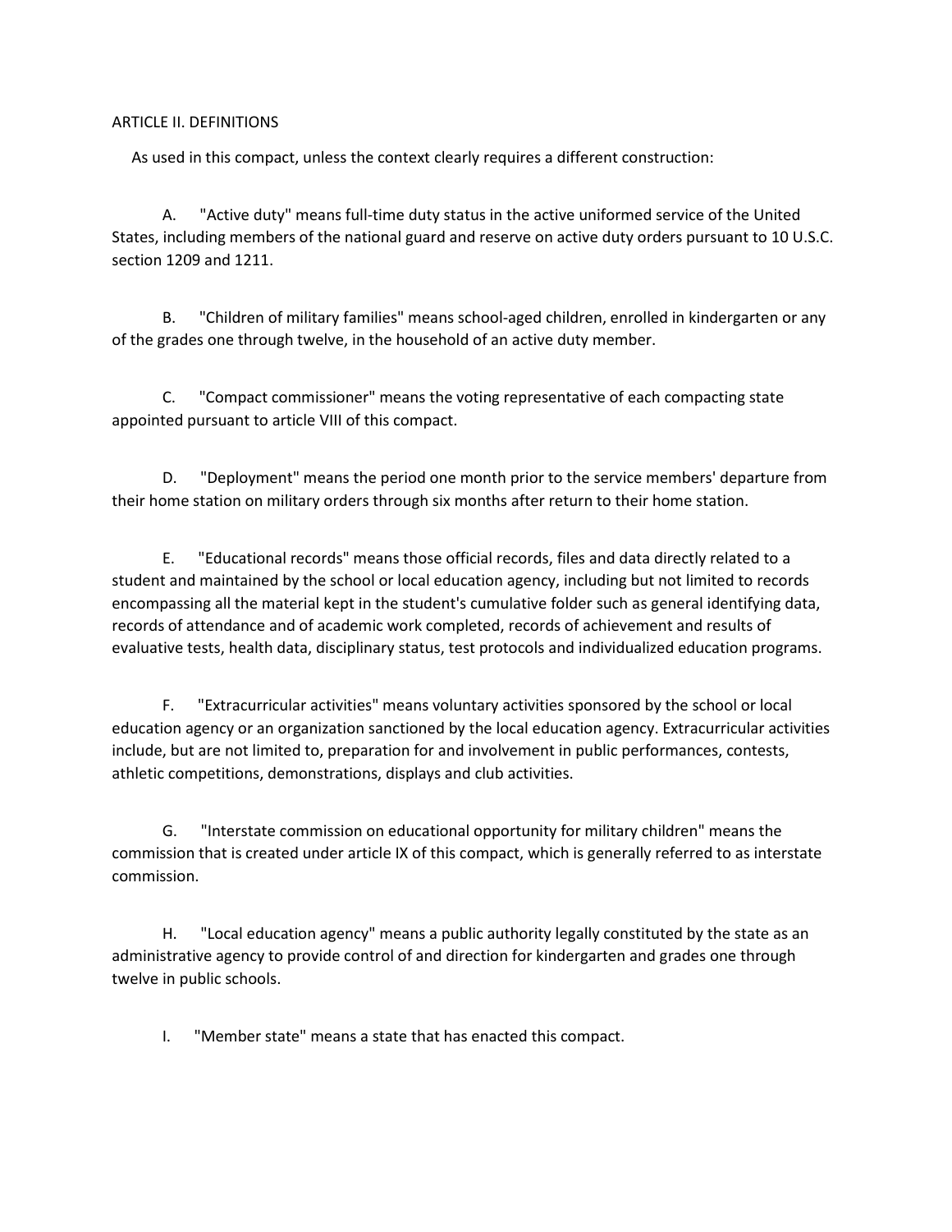## ARTICLE II. DEFINITIONS

As used in this compact, unless the context clearly requires a different construction:

A. "Active duty" means full-time duty status in the active uniformed service of the United States, including members of the national guard and reserve on active duty orders pursuant to 10 U.S.C. section 1209 and 1211.

B. "Children of military families" means school-aged children, enrolled in kindergarten or any of the grades one through twelve, in the household of an active duty member.

C. "Compact commissioner" means the voting representative of each compacting state appointed pursuant to article VIII of this compact.

D. "Deployment" means the period one month prior to the service members' departure from their home station on military orders through six months after return to their home station.

E. "Educational records" means those official records, files and data directly related to a student and maintained by the school or local education agency, including but not limited to records encompassing all the material kept in the student's cumulative folder such as general identifying data, records of attendance and of academic work completed, records of achievement and results of evaluative tests, health data, disciplinary status, test protocols and individualized education programs.

F. "Extracurricular activities" means voluntary activities sponsored by the school or local education agency or an organization sanctioned by the local education agency. Extracurricular activities include, but are not limited to, preparation for and involvement in public performances, contests, athletic competitions, demonstrations, displays and club activities.

G. "Interstate commission on educational opportunity for military children" means the commission that is created under article IX of this compact, which is generally referred to as interstate commission.

H. "Local education agency" means a public authority legally constituted by the state as an administrative agency to provide control of and direction for kindergarten and grades one through twelve in public schools.

I. "Member state" means a state that has enacted this compact.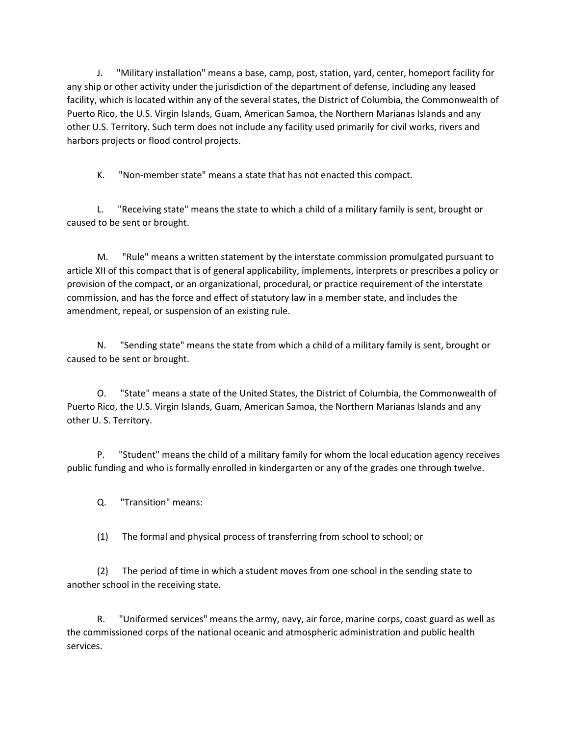J. "Military installation" means a base, camp, post, station, yard, center, homeport facility for any ship or other activity under the jurisdiction of the department of defense, including any leased facility, which is located within any of the several states, the District of Columbia, the Commonwealth of Puerto Rico, the U.S. Virgin Islands, Guam, American Samoa, the Northern Marianas Islands and any other U.S. Territory. Such term does not include any facility used primarily for civil works, rivers and harbors projects or flood control projects.

K. "Non-member state" means a state that has not enacted this compact.

L. "Receiving state" means the state to which a child of a military family is sent, brought or caused to be sent or brought.

M. "Rule" means a written statement by the interstate commission promulgated pursuant to article XII of this compact that is of general applicability, implements, interprets or prescribes a policy or provision of the compact, or an organizational, procedural, or practice requirement of the interstate commission, and has the force and effect of statutory law in a member state, and includes the amendment, repeal, or suspension of an existing rule.

N. "Sending state" means the state from which a child of a military family is sent, brought or caused to be sent or brought.

O. "State" means a state of the United States, the District of Columbia, the Commonwealth of Puerto Rico, the U.S. Virgin Islands, Guam, American Samoa, the Northern Marianas Islands and any other U. S. Territory.

P. "Student" means the child of a military family for whom the local education agency receives public funding and who is formally enrolled in kindergarten or any of the grades one through twelve.

Q. "Transition" means:

(1) The formal and physical process of transferring from school to school; or

(2) The period of time in which a student moves from one school in the sending state to another school in the receiving state.

R. "Uniformed services" means the army, navy, air force, marine corps, coast guard as well as the commissioned corps of the national oceanic and atmospheric administration and public health services.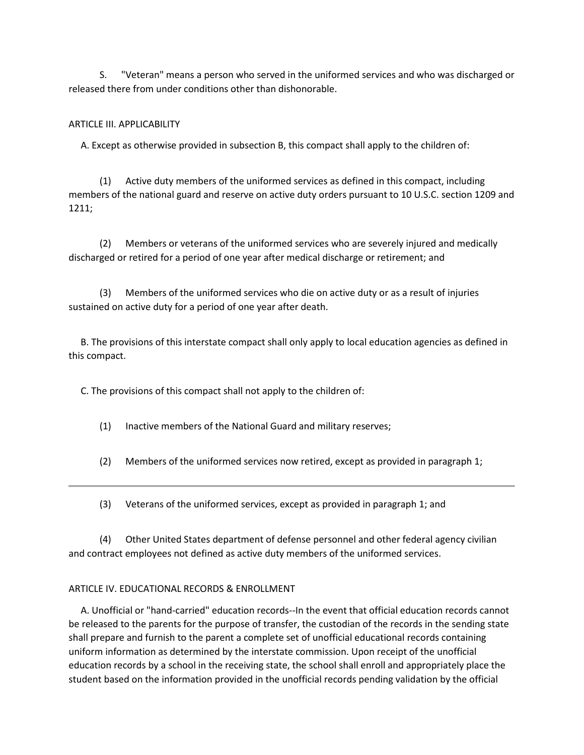S. "Veteran" means a person who served in the uniformed services and who was discharged or released there from under conditions other than dishonorable.

ARTICLE III. APPLICABILITY

A. Except as otherwise provided in subsection B, this compact shall apply to the children of:

(1) Active duty members of the uniformed services as defined in this compact, including members of the national guard and reserve on active duty orders pursuant to 10 U.S.C. section 1209 and 1211;

(2) Members or veterans of the uniformed services who are severely injured and medically discharged or retired for a period of one year after medical discharge or retirement; and

(3) Members of the uniformed services who die on active duty or as a result of injuries sustained on active duty for a period of one year after death.

B. The provisions of this interstate compact shall only apply to local education agencies as defined in this compact.

C. The provisions of this compact shall not apply to the children of:

(1) Inactive members of the National Guard and military reserves;

(2) Members of the uniformed services now retired, except as provided in paragraph 1;

(3) Veterans of the uniformed services, except as provided in paragraph 1; and

(4) Other United States department of defense personnel and other federal agency civilian and contract employees not defined as active duty members of the uniformed services.

ARTICLE IV. EDUCATIONAL RECORDS & ENROLLMENT

A. Unofficial or "hand-carried" education records--In the event that official education records cannot be released to the parents for the purpose of transfer, the custodian of the records in the sending state shall prepare and furnish to the parent a complete set of unofficial educational records containing uniform information as determined by the interstate commission. Upon receipt of the unofficial education records by a school in the receiving state, the school shall enroll and appropriately place the student based on the information provided in the unofficial records pending validation by the official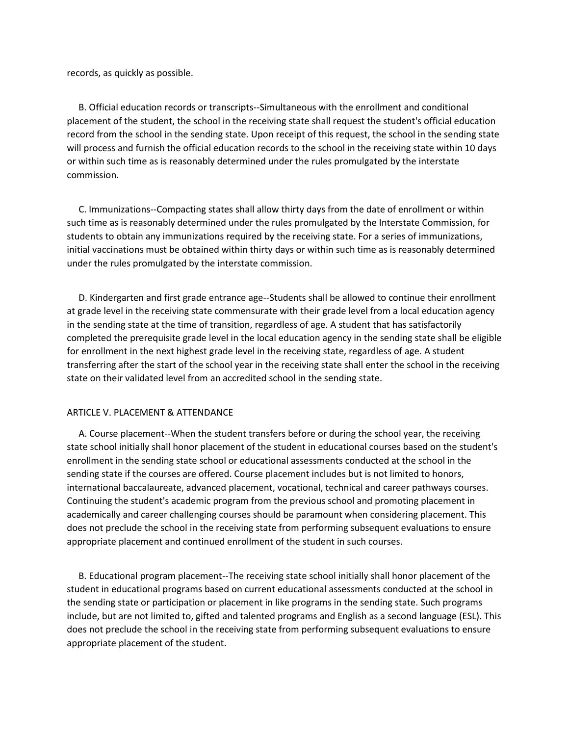records, as quickly as possible.

B. Official education records or transcripts--Simultaneous with the enrollment and conditional placement of the student, the school in the receiving state shall request the student's official education record from the school in the sending state. Upon receipt of this request, the school in the sending state will process and furnish the official education records to the school in the receiving state within 10 days or within such time as is reasonably determined under the rules promulgated by the interstate commission.

C. Immunizations--Compacting states shall allow thirty days from the date of enrollment or within such time as is reasonably determined under the rules promulgated by the Interstate Commission, for students to obtain any immunizations required by the receiving state. For a series of immunizations, initial vaccinations must be obtained within thirty days or within such time as is reasonably determined under the rules promulgated by the interstate commission.

D. Kindergarten and first grade entrance age--Students shall be allowed to continue their enrollment at grade level in the receiving state commensurate with their grade level from a local education agency in the sending state at the time of transition, regardless of age. A student that has satisfactorily completed the prerequisite grade level in the local education agency in the sending state shall be eligible for enrollment in the next highest grade level in the receiving state, regardless of age. A student transferring after the start of the school year in the receiving state shall enter the school in the receiving state on their validated level from an accredited school in the sending state.

ARTICLE V. PLACEMENT & ATTENDANCE

A. Course placement--When the student transfers before or during the school year, the receiving state school initially shall honor placement of the student in educational courses based on the student's enrollment in the sending state school or educational assessments conducted at the school in the sending state if the courses are offered. Course placement includes but is not limited to honors, international baccalaureate, advanced placement, vocational, technical and career pathways courses. Continuing the student's academic program from the previous school and promoting placement in academically and career challenging courses should be paramount when considering placement. This does not preclude the school in the receiving state from performing subsequent evaluations to ensure appropriate placement and continued enrollment of the student in such courses.

B. Educational program placement--The receiving state school initially shall honor placement of the student in educational programs based on current educational assessments conducted at the school in the sending state or participation or placement in like programs in the sending state. Such programs include, but are not limited to, gifted and talented programs and English as a second language (ESL). This does not preclude the school in the receiving state from performing subsequent evaluations to ensure appropriate placement of the student.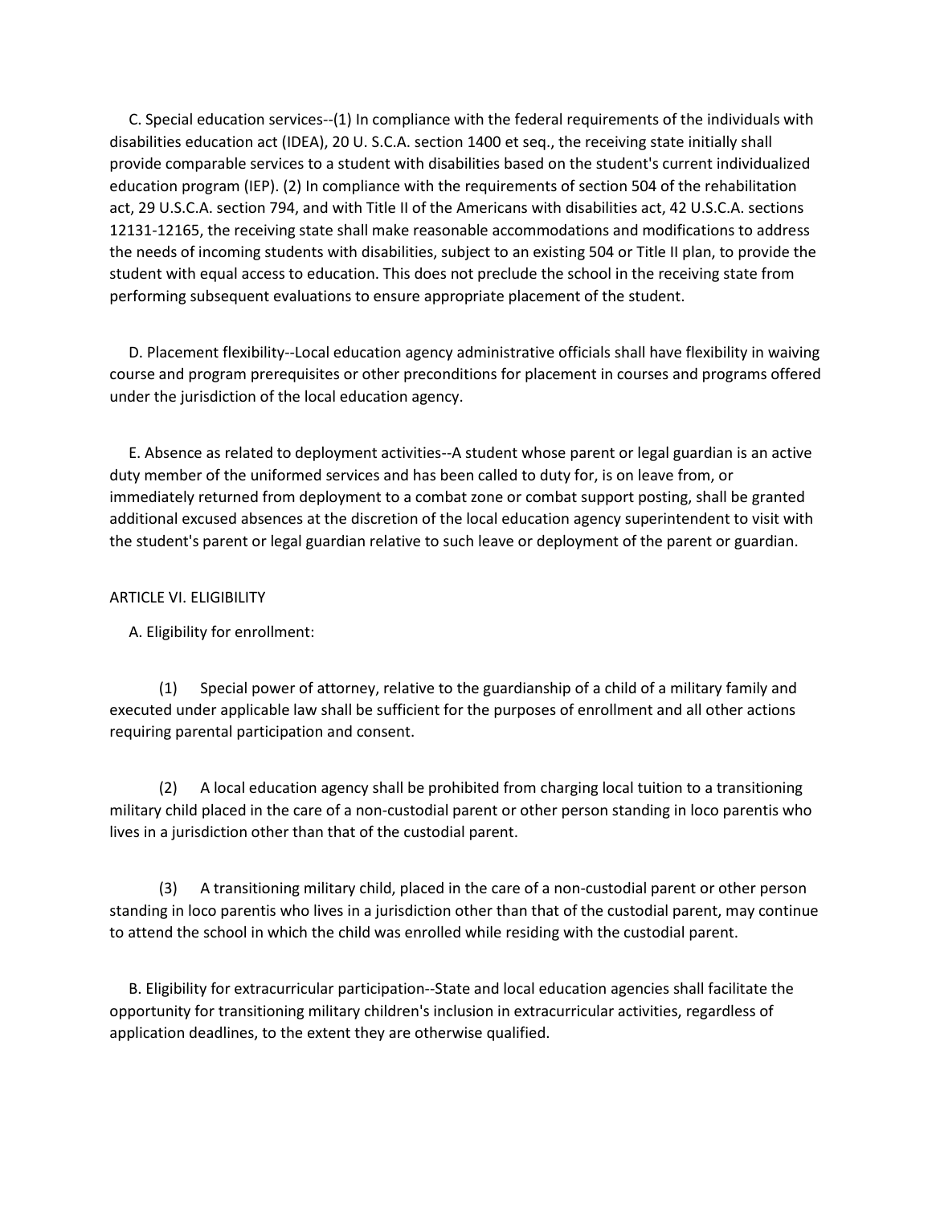C. Special education services--(1) In compliance with the federal requirements of the individuals with disabilities education act (IDEA), 20 U. S.C.A. section 1400 et seq., the receiving state initially shall provide comparable services to a student with disabilities based on the student's current individualized education program (IEP). (2) In compliance with the requirements of section 504 of the rehabilitation act, 29 U.S.C.A. section 794, and with Title II of the Americans with disabilities act, 42 U.S.C.A. sections 12131-12165, the receiving state shall make reasonable accommodations and modifications to address the needs of incoming students with disabilities, subject to an existing 504 or Title II plan, to provide the student with equal access to education. This does not preclude the school in the receiving state from performing subsequent evaluations to ensure appropriate placement of the student.

D. Placement flexibility--Local education agency administrative officials shall have flexibility in waiving course and program prerequisites or other preconditions for placement in courses and programs offered under the jurisdiction of the local education agency.

E. Absence as related to deployment activities--A student whose parent or legal guardian is an active duty member of the uniformed services and has been called to duty for, is on leave from, or immediately returned from deployment to a combat zone or combat support posting, shall be granted additional excused absences at the discretion of the local education agency superintendent to visit with the student's parent or legal guardian relative to such leave or deployment of the parent or guardian.

ARTICLE VI. ELIGIBILITY

A. Eligibility for enrollment:

(1) Special power of attorney, relative to the guardianship of a child of a military family and executed under applicable law shall be sufficient for the purposes of enrollment and all other actions requiring parental participation and consent.

(2) A local education agency shall be prohibited from charging local tuition to a transitioning military child placed in the care of a non-custodial parent or other person standing in loco parentis who lives in a jurisdiction other than that of the custodial parent.

(3) A transitioning military child, placed in the care of a non-custodial parent or other person standing in loco parentis who lives in a jurisdiction other than that of the custodial parent, may continue to attend the school in which the child was enrolled while residing with the custodial parent.

B. Eligibility for extracurricular participation--State and local education agencies shall facilitate the opportunity for transitioning military children's inclusion in extracurricular activities, regardless of application deadlines, to the extent they are otherwise qualified.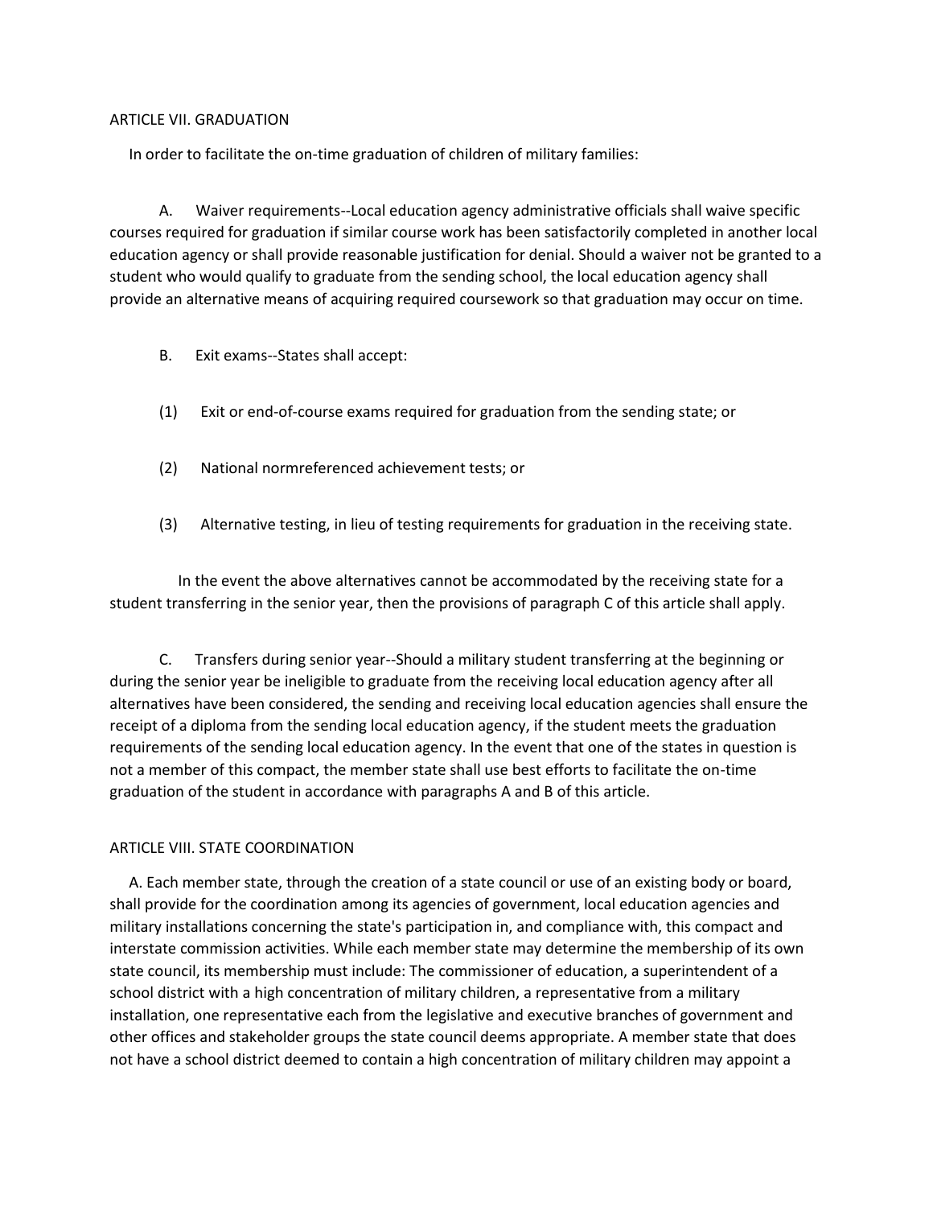## ARTICLE VII. GRADUATION

In order to facilitate the on-time graduation of children of military families:

A. Waiver requirements--Local education agency administrative officials shall waive specific courses required for graduation if similar course work has been satisfactorily completed in another local education agency or shall provide reasonable justification for denial. Should a waiver not be granted to a student who would qualify to graduate from the sending school, the local education agency shall provide an alternative means of acquiring required coursework so that graduation may occur on time.

B. Exit exams--States shall accept:

(1) Exit or end-of-course exams required for graduation from the sending state; or

(2) National normreferenced achievement tests; or

(3) Alternative testing, in lieu of testing requirements for graduation in the receiving state.

In the event the above alternatives cannot be accommodated by the receiving state for a student transferring in the senior year, then the provisions of paragraph C of this article shall apply.

C. Transfers during senior year--Should a military student transferring at the beginning or during the senior year be ineligible to graduate from the receiving local education agency after all alternatives have been considered, the sending and receiving local education agencies shall ensure the receipt of a diploma from the sending local education agency, if the student meets the graduation requirements of the sending local education agency. In the event that one of the states in question is not a member of this compact, the member state shall use best efforts to facilitate the on-time graduation of the student in accordance with paragraphs A and B of this article.

## ARTICLE VIII. STATE COORDINATION

A. Each member state, through the creation of a state council or use of an existing body or board, shall provide for the coordination among its agencies of government, local education agencies and military installations concerning the state's participation in, and compliance with, this compact and interstate commission activities. While each member state may determine the membership of its own state council, its membership must include: The commissioner of education, a superintendent of a school district with a high concentration of military children, a representative from a military installation, one representative each from the legislative and executive branches of government and other offices and stakeholder groups the state council deems appropriate. A member state that does not have a school district deemed to contain a high concentration of military children may appoint a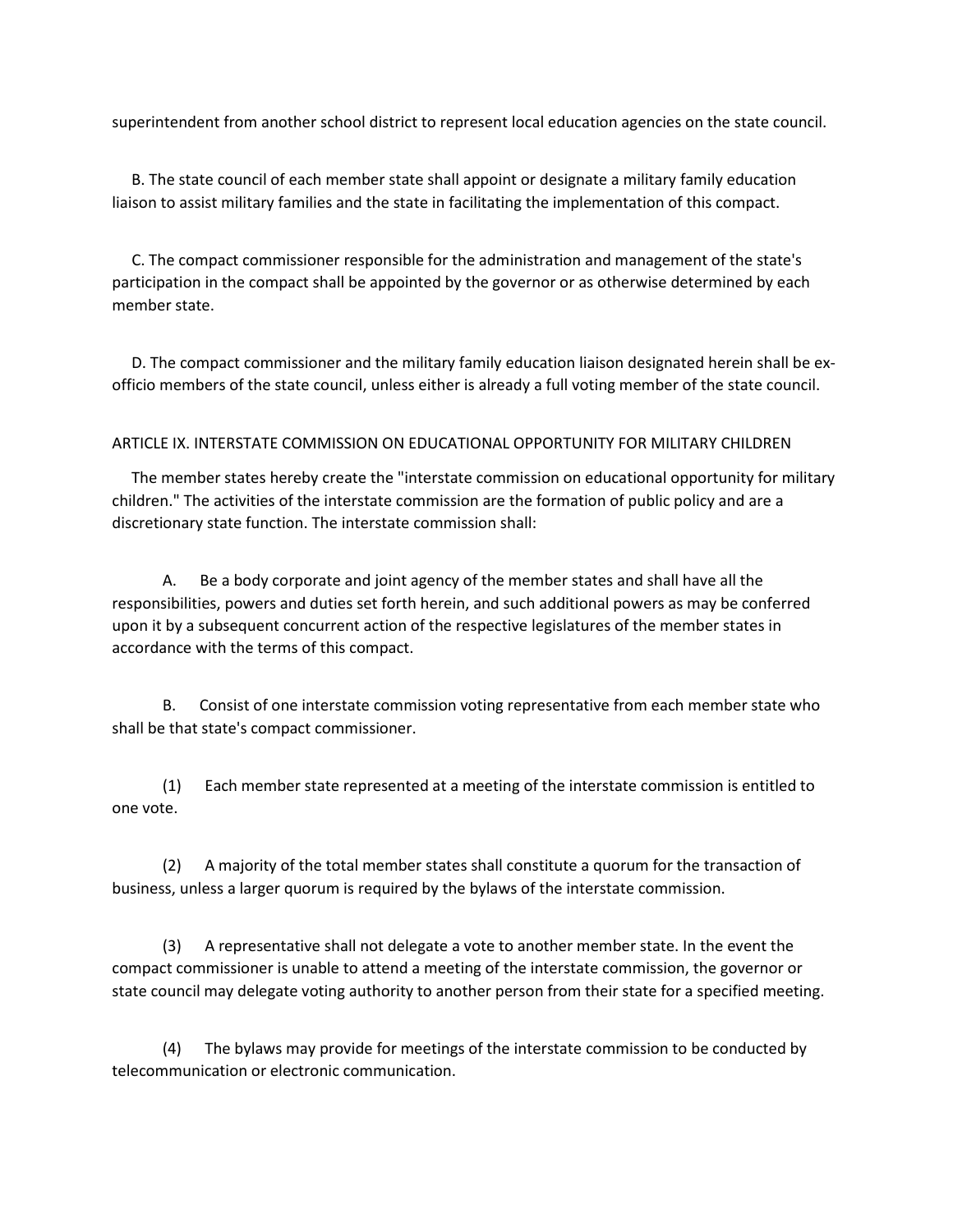superintendent from another school district to represent local education agencies on the state council.

B. The state council of each member state shall appoint or designate a military family education liaison to assist military families and the state in facilitating the implementation of this compact.

C. The compact commissioner responsible for the administration and management of the state's participation in the compact shall be appointed by the governor or as otherwise determined by each member state.

D. The compact commissioner and the military family education liaison designated herein shall be ex-officio members of the state council, unless either is already a full voting member of the state council.

ARTICLE IX. INTERSTATE COMMISSION ON EDUCATIONAL OPPORTUNITY FOR MILITARY CHILDREN

The member states hereby create the "interstate commission on educational opportunity for military children." The activities of the interstate commission are the formation of public policy and are a discretionary state function. The interstate commission shall:

A. Be a body corporate and joint agency of the member states and shall have all the responsibilities, powers and duties set forth herein, and such additional powers as may be conferred upon it by a subsequent concurrent action of the respective legislatures of the member states in accordance with the terms of this compact.

B. Consist of one interstate commission voting representative from each member state who shall be that state's compact commissioner.

(1) Each member state represented at a meeting of the interstate commission is entitled to one vote.

(2) A majority of the total member states shall constitute a quorum for the transaction of business, unless a larger quorum is required by the bylaws of the interstate commission.

(3) A representative shall not delegate a vote to another member state. In the event the compact commissioner is unable to attend a meeting of the interstate commission, the governor or state council may delegate voting authority to another person from their state for a specified meeting.

(4) The bylaws may provide for meetings of the interstate commission to be conducted by telecommunication or electronic communication.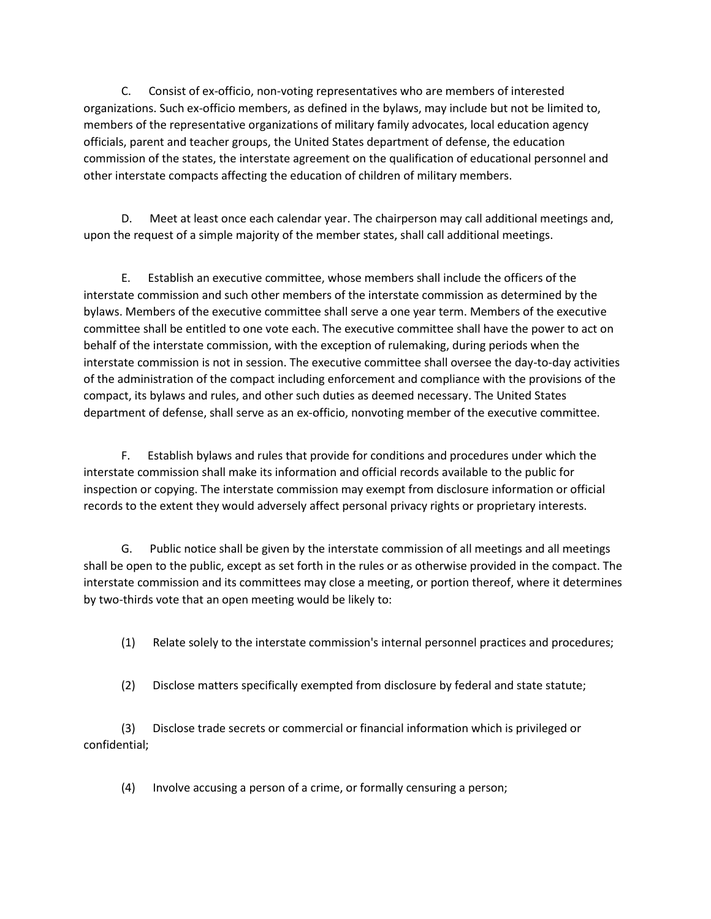C. Consist of ex-officio, non-voting representatives who are members of interested organizations. Such ex-officio members, as defined in the bylaws, may include but not be limited to, members of the representative organizations of military family advocates, local education agency officials, parent and teacher groups, the United States department of defense, the education commission of the states, the interstate agreement on the qualification of educational personnel and other interstate compacts affecting the education of children of military members.

D. Meet at least once each calendar year. The chairperson may call additional meetings and, upon the request of a simple majority of the member states, shall call additional meetings.

E. Establish an executive committee, whose members shall include the officers of the interstate commission and such other members of the interstate commission as determined by the bylaws. Members of the executive committee shall serve a one year term. Members of the executive committee shall be entitled to one vote each. The executive committee shall have the power to act on behalf of the interstate commission, with the exception of rulemaking, during periods when the interstate commission is not in session. The executive committee shall oversee the day-to-day activities of the administration of the compact including enforcement and compliance with the provisions of the compact, its bylaws and rules, and other such duties as deemed necessary. The United States department of defense, shall serve as an ex-officio, nonvoting member of the executive committee.

F. Establish bylaws and rules that provide for conditions and procedures under which the interstate commission shall make its information and official records available to the public for inspection or copying. The interstate commission may exempt from disclosure information or official records to the extent they would adversely affect personal privacy rights or proprietary interests.

G. Public notice shall be given by the interstate commission of all meetings and all meetings shall be open to the public, except as set forth in the rules or as otherwise provided in the compact. The interstate commission and its committees may close a meeting, or portion thereof, where it determines by two-thirds vote that an open meeting would be likely to:

(1) Relate solely to the interstate commission's internal personnel practices and procedures;

(2) Disclose matters specifically exempted from disclosure by federal and state statute;

(3) Disclose trade secrets or commercial or financial information which is privileged or confidential;

(4) Involve accusing a person of a crime, or formally censuring a person;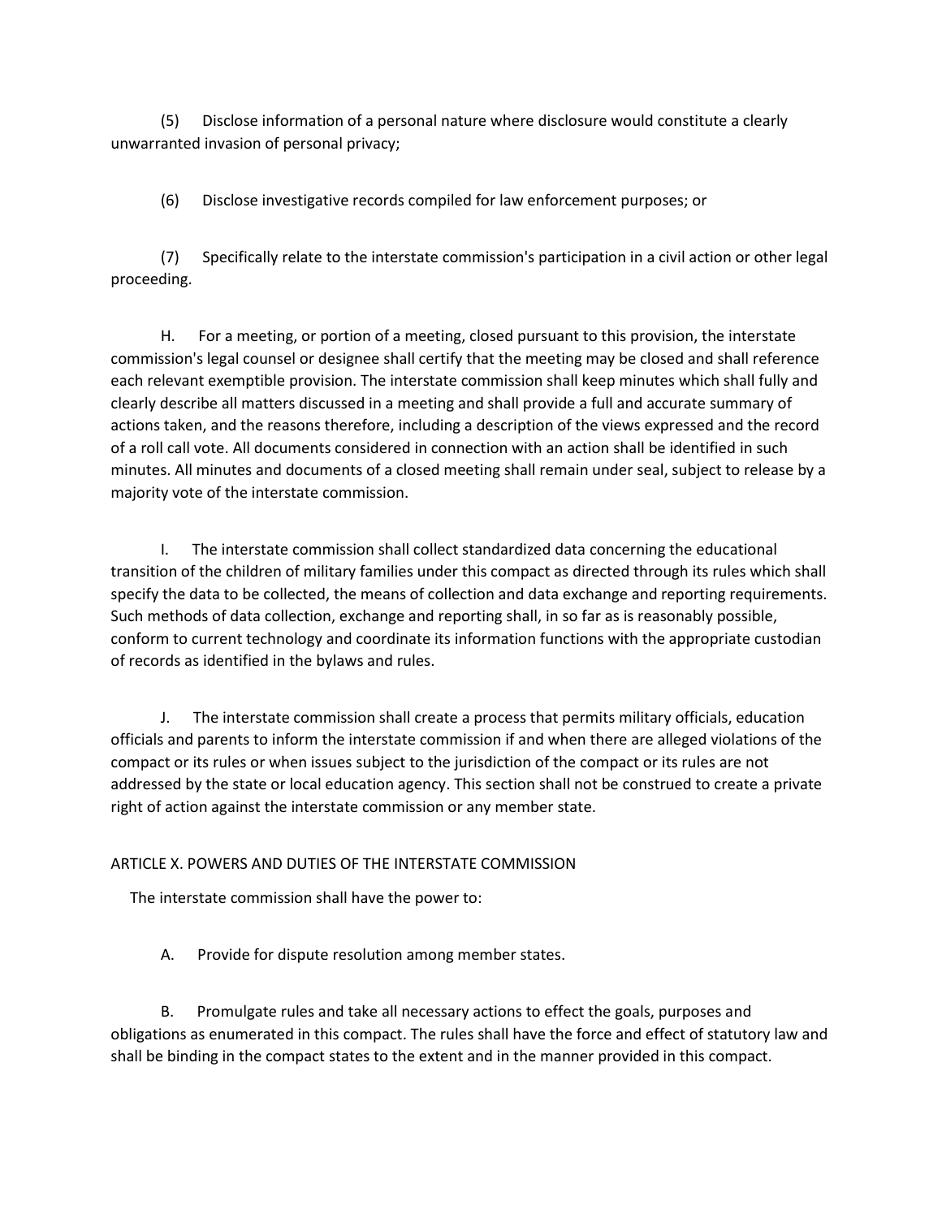(5) Disclose information of a personal nature where disclosure would constitute a clearly unwarranted invasion of personal privacy;

(6) Disclose investigative records compiled for law enforcement purposes; or

(7) Specifically relate to the interstate commission's participation in a civil action or other legal proceeding.

H. For a meeting, or portion of a meeting, closed pursuant to this provision, the interstate commission's legal counsel or designee shall certify that the meeting may be closed and shall reference each relevant exemptible provision. The interstate commission shall keep minutes which shall fully and clearly describe all matters discussed in a meeting and shall provide a full and accurate summary of actions taken, and the reasons therefore, including a description of the views expressed and the record of a roll call vote. All documents considered in connection with an action shall be identified in such minutes. All minutes and documents of a closed meeting shall remain under seal, subject to release by a majority vote of the interstate commission.

I. The interstate commission shall collect standardized data concerning the educational transition of the children of military families under this compact as directed through its rules which shall specify the data to be collected, the means of collection and data exchange and reporting requirements. Such methods of data collection, exchange and reporting shall, in so far as is reasonably possible, conform to current technology and coordinate its information functions with the appropriate custodian of records as identified in the bylaws and rules.

J. The interstate commission shall create a process that permits military officials, education officials and parents to inform the interstate commission if and when there are alleged violations of the compact or its rules or when issues subject to the jurisdiction of the compact or its rules are not addressed by the state or local education agency. This section shall not be construed to create a private right of action against the interstate commission or any member state.

ARTICLE X. POWERS AND DUTIES OF THE INTERSTATE COMMISSION

The interstate commission shall have the power to:

A. Provide for dispute resolution among member states.

B. Promulgate rules and take all necessary actions to effect the goals, purposes and obligations as enumerated in this compact. The rules shall have the force and effect of statutory law and shall be binding in the compact states to the extent and in the manner provided in this compact.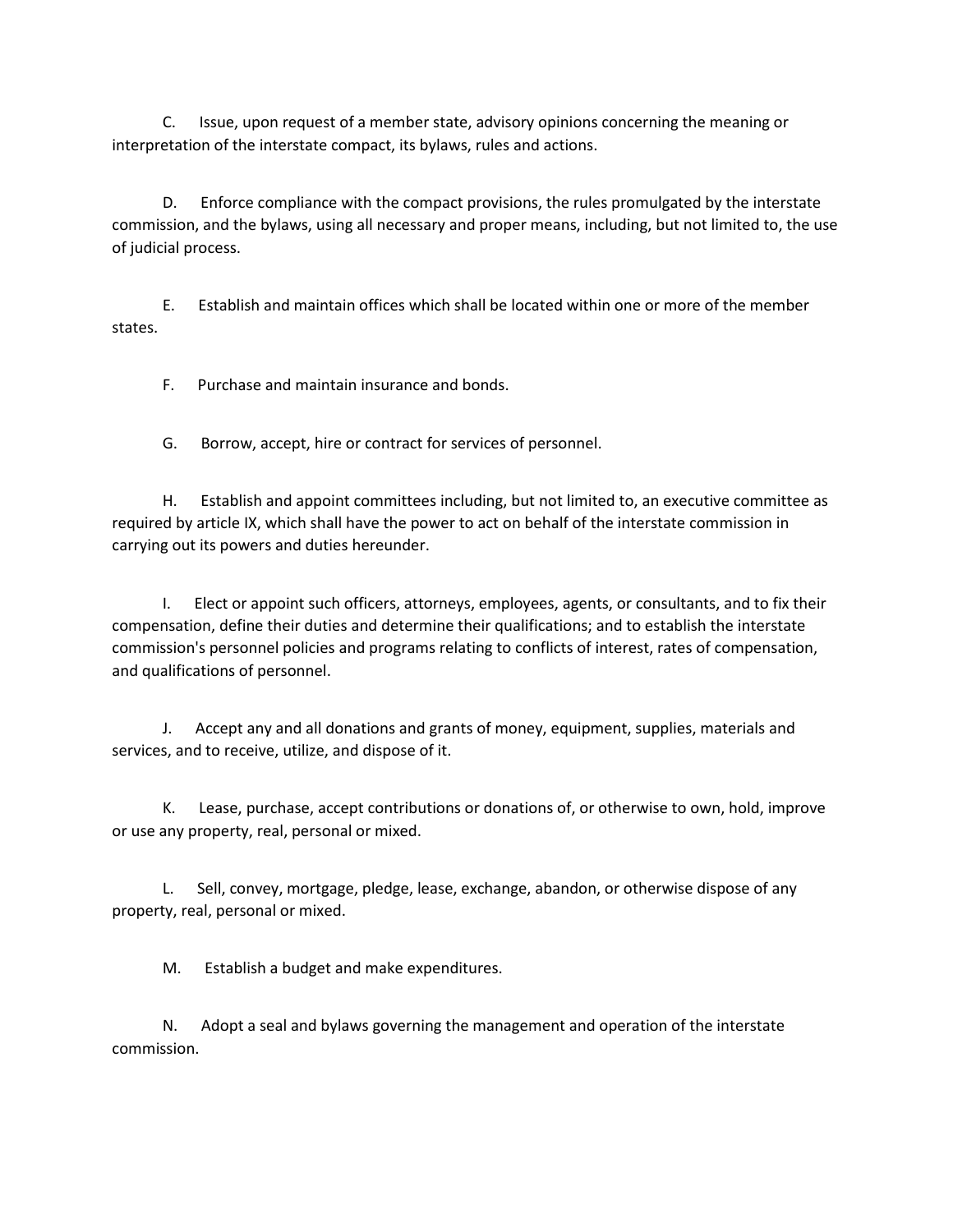C. Issue, upon request of a member state, advisory opinions concerning the meaning or interpretation of the interstate compact, its bylaws, rules and actions.

D. Enforce compliance with the compact provisions, the rules promulgated by the interstate commission, and the bylaws, using all necessary and proper means, including, but not limited to, the use of judicial process.

E. Establish and maintain offices which shall be located within one or more of the member states.

F. Purchase and maintain insurance and bonds.

G. Borrow, accept, hire or contract for services of personnel.

H. Establish and appoint committees including, but not limited to, an executive committee as required by article IX, which shall have the power to act on behalf of the interstate commission in carrying out its powers and duties hereunder.

I. Elect or appoint such officers, attorneys, employees, agents, or consultants, and to fix their compensation, define their duties and determine their qualifications; and to establish the interstate commission's personnel policies and programs relating to conflicts of interest, rates of compensation, and qualifications of personnel.

J. Accept any and all donations and grants of money, equipment, supplies, materials and services, and to receive, utilize, and dispose of it.

K. Lease, purchase, accept contributions or donations of, or otherwise to own, hold, improve or use any property, real, personal or mixed.

L. Sell, convey, mortgage, pledge, lease, exchange, abandon, or otherwise dispose of any property, real, personal or mixed.

M. Establish a budget and make expenditures.

N. Adopt a seal and bylaws governing the management and operation of the interstate commission.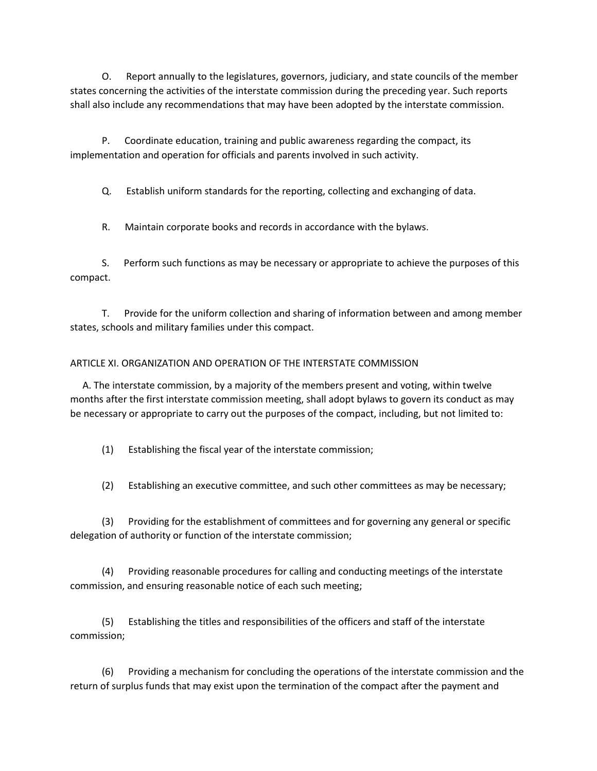O. Report annually to the legislatures, governors, judiciary, and state councils of the member states concerning the activities of the interstate commission during the preceding year. Such reports shall also include any recommendations that may have been adopted by the interstate commission.

P. Coordinate education, training and public awareness regarding the compact, its implementation and operation for officials and parents involved in such activity.

Q. Establish uniform standards for the reporting, collecting and exchanging of data.

R. Maintain corporate books and records in accordance with the bylaws.

S. Perform such functions as may be necessary or appropriate to achieve the purposes of this compact.

T. Provide for the uniform collection and sharing of information between and among member states, schools and military families under this compact.

ARTICLE XI. ORGANIZATION AND OPERATION OF THE INTERSTATE COMMISSION

A. The interstate commission, by a majority of the members present and voting, within twelve months after the first interstate commission meeting, shall adopt bylaws to govern its conduct as may be necessary or appropriate to carry out the purposes of the compact, including, but not limited to:

(1) Establishing the fiscal year of the interstate commission;

(2) Establishing an executive committee, and such other committees as may be necessary;

(3) Providing for the establishment of committees and for governing any general or specific delegation of authority or function of the interstate commission;

(4) Providing reasonable procedures for calling and conducting meetings of the interstate commission, and ensuring reasonable notice of each such meeting;

(5) Establishing the titles and responsibilities of the officers and staff of the interstate commission;

(6) Providing a mechanism for concluding the operations of the interstate commission and the return of surplus funds that may exist upon the termination of the compact after the payment and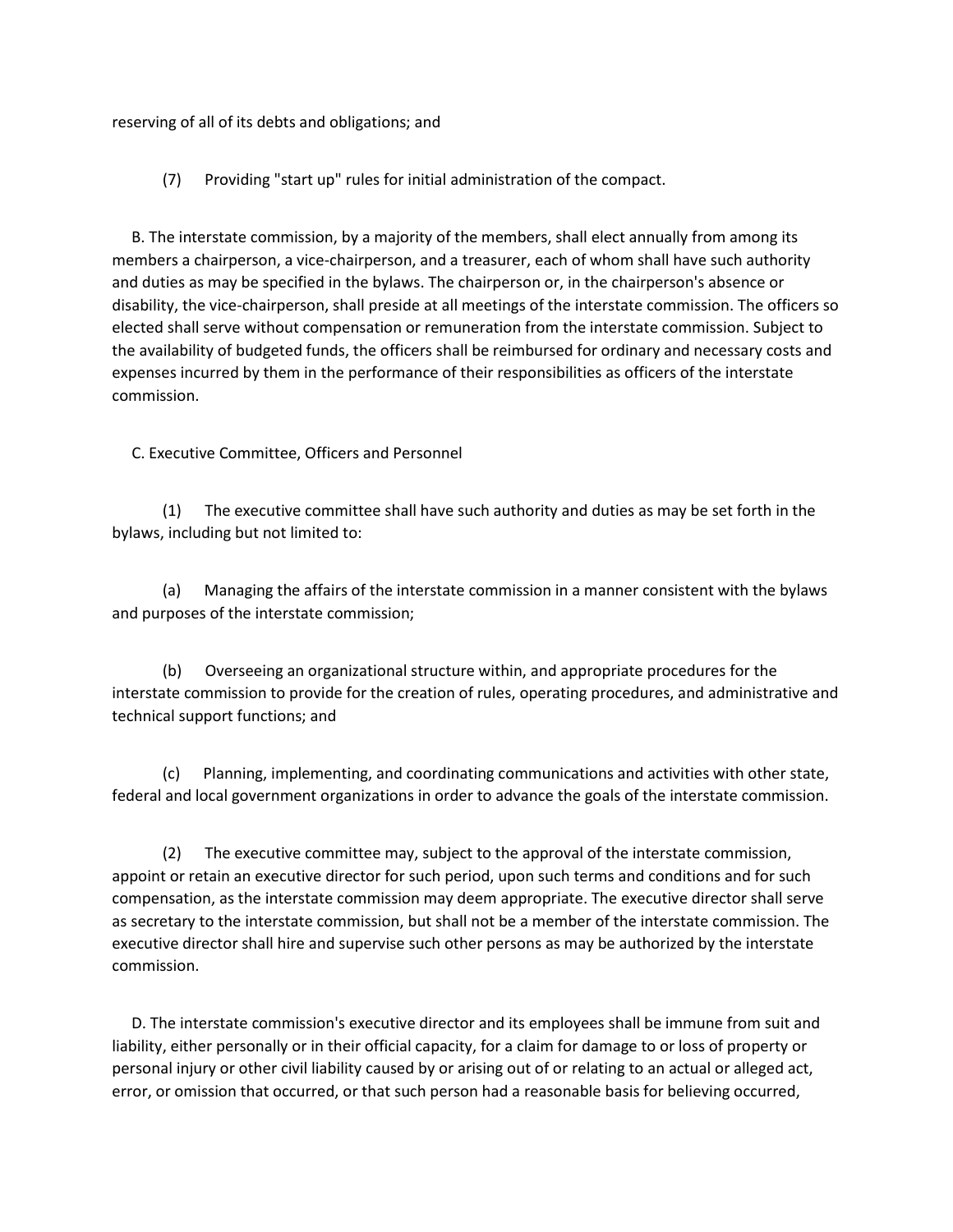reserving of all of its debts and obligations; and

(7) Providing "start up" rules for initial administration of the compact.

B. The interstate commission, by a majority of the members, shall elect annually from among its members a chairperson, a vice-chairperson, and a treasurer, each of whom shall have such authority and duties as may be specified in the bylaws. The chairperson or, in the chairperson's absence or disability, the vice-chairperson, shall preside at all meetings of the interstate commission. The officers so elected shall serve without compensation or remuneration from the interstate commission. Subject to the availability of budgeted funds, the officers shall be reimbursed for ordinary and necessary costs and expenses incurred by them in the performance of their responsibilities as officers of the interstate commission.

C. Executive Committee, Officers and Personnel

(1) The executive committee shall have such authority and duties as may be set forth in the bylaws, including but not limited to:

(a) Managing the affairs of the interstate commission in a manner consistent with the bylaws and purposes of the interstate commission;

(b) Overseeing an organizational structure within, and appropriate procedures for the interstate commission to provide for the creation of rules, operating procedures, and administrative and technical support functions; and

(c) Planning, implementing, and coordinating communications and activities with other state, federal and local government organizations in order to advance the goals of the interstate commission.

(2) The executive committee may, subject to the approval of the interstate commission, appoint or retain an executive director for such period, upon such terms and conditions and for such compensation, as the interstate commission may deem appropriate. The executive director shall serve as secretary to the interstate commission, but shall not be a member of the interstate commission. The executive director shall hire and supervise such other persons as may be authorized by the interstate commission.

D. The interstate commission's executive director and its employees shall be immune from suit and liability, either personally or in their official capacity, for a claim for damage to or loss of property or personal injury or other civil liability caused by or arising out of or relating to an actual or alleged act, error, or omission that occurred, or that such person had a reasonable basis for believing occurred,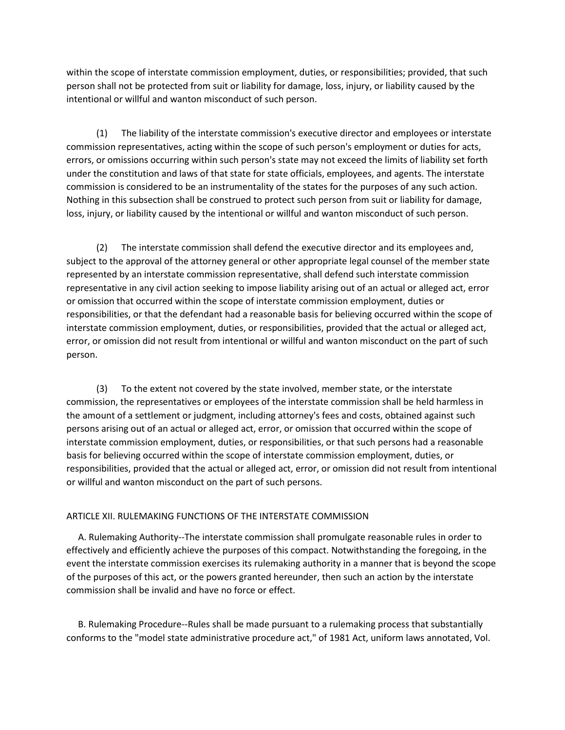within the scope of interstate commission employment, duties, or responsibilities; provided, that such person shall not be protected from suit or liability for damage, loss, injury, or liability caused by the intentional or willful and wanton misconduct of such person.

(1) The liability of the interstate commission's executive director and employees or interstate commission representatives, acting within the scope of such person's employment or duties for acts, errors, or omissions occurring within such person's state may not exceed the limits of liability set forth under the constitution and laws of that state for state officials, employees, and agents. The interstate commission is considered to be an instrumentality of the states for the purposes of any such action. Nothing in this subsection shall be construed to protect such person from suit or liability for damage, loss, injury, or liability caused by the intentional or willful and wanton misconduct of such person.

(2) The interstate commission shall defend the executive director and its employees and, subject to the approval of the attorney general or other appropriate legal counsel of the member state represented by an interstate commission representative, shall defend such interstate commission representative in any civil action seeking to impose liability arising out of an actual or alleged act, error or omission that occurred within the scope of interstate commission employment, duties or responsibilities, or that the defendant had a reasonable basis for believing occurred within the scope of interstate commission employment, duties, or responsibilities, provided that the actual or alleged act, error, or omission did not result from intentional or willful and wanton misconduct on the part of such person.

(3) To the extent not covered by the state involved, member state, or the interstate commission, the representatives or employees of the interstate commission shall be held harmless in the amount of a settlement or judgment, including attorney's fees and costs, obtained against such persons arising out of an actual or alleged act, error, or omission that occurred within the scope of interstate commission employment, duties, or responsibilities, or that such persons had a reasonable basis for believing occurred within the scope of interstate commission employment, duties, or responsibilities, provided that the actual or alleged act, error, or omission did not result from intentional or willful and wanton misconduct on the part of such persons.

ARTICLE XII. RULEMAKING FUNCTIONS OF THE INTERSTATE COMMISSION

A. Rulemaking Authority--The interstate commission shall promulgate reasonable rules in order to effectively and efficiently achieve the purposes of this compact. Notwithstanding the foregoing, in the event the interstate commission exercises its rulemaking authority in a manner that is beyond the scope of the purposes of this act, or the powers granted hereunder, then such an action by the interstate commission shall be invalid and have no force or effect.

B. Rulemaking Procedure--Rules shall be made pursuant to a rulemaking process that substantially conforms to the "model state administrative procedure act," of 1981 Act, uniform laws annotated, Vol.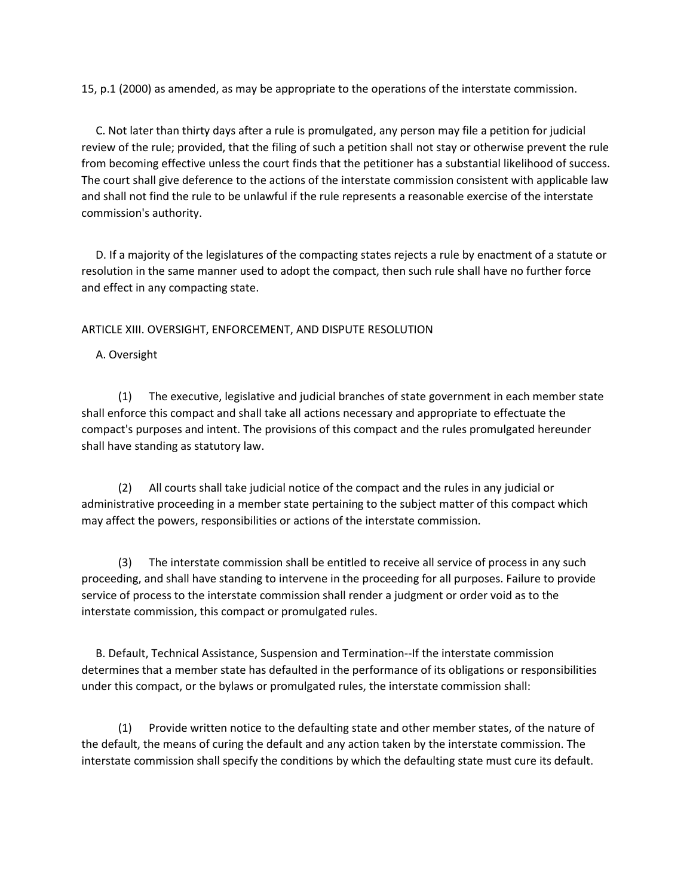15, p.1 (2000) as amended, as may be appropriate to the operations of the interstate commission.

C. Not later than thirty days after a rule is promulgated, any person may file a petition for judicial review of the rule; provided, that the filing of such a petition shall not stay or otherwise prevent the rule from becoming effective unless the court finds that the petitioner has a substantial likelihood of success. The court shall give deference to the actions of the interstate commission consistent with applicable law and shall not find the rule to be unlawful if the rule represents a reasonable exercise of the interstate commission's authority.

D. If a majority of the legislatures of the compacting states rejects a rule by enactment of a statute or resolution in the same manner used to adopt the compact, then such rule shall have no further force and effect in any compacting state.

ARTICLE XIII. OVERSIGHT, ENFORCEMENT, AND DISPUTE RESOLUTION

A. Oversight

(1) The executive, legislative and judicial branches of state government in each member state shall enforce this compact and shall take all actions necessary and appropriate to effectuate the compact's purposes and intent. The provisions of this compact and the rules promulgated hereunder shall have standing as statutory law.

(2) All courts shall take judicial notice of the compact and the rules in any judicial or administrative proceeding in a member state pertaining to the subject matter of this compact which may affect the powers, responsibilities or actions of the interstate commission.

(3) The interstate commission shall be entitled to receive all service of process in any such proceeding, and shall have standing to intervene in the proceeding for all purposes. Failure to provide service of process to the interstate commission shall render a judgment or order void as to the interstate commission, this compact or promulgated rules.

B. Default, Technical Assistance, Suspension and Termination--If the interstate commission determines that a member state has defaulted in the performance of its obligations or responsibilities under this compact, or the bylaws or promulgated rules, the interstate commission shall:

(1) Provide written notice to the defaulting state and other member states, of the nature of the default, the means of curing the default and any action taken by the interstate commission. The interstate commission shall specify the conditions by which the defaulting state must cure its default.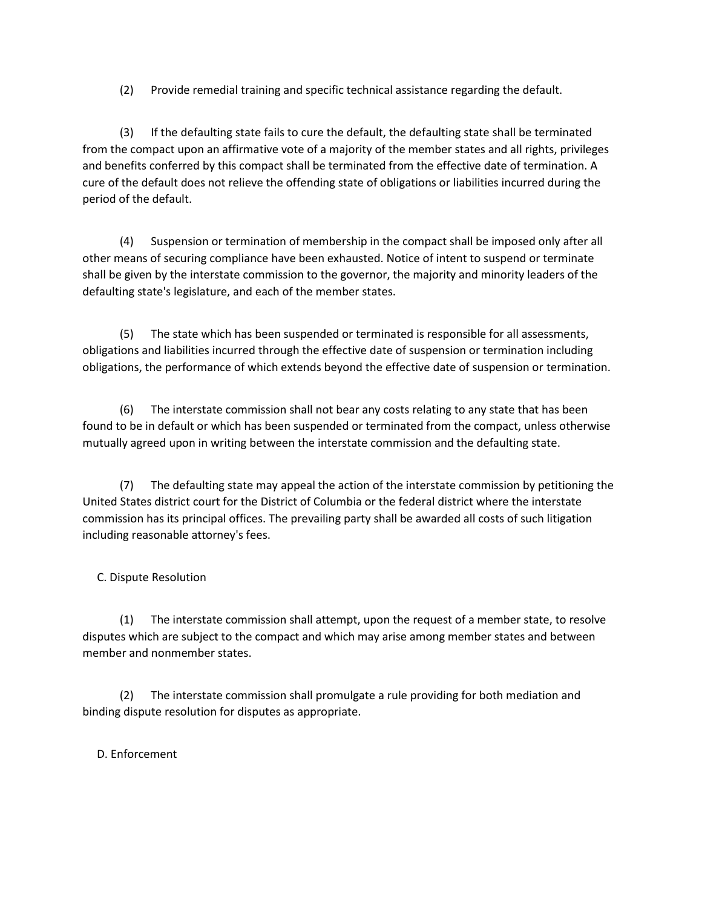(2) Provide remedial training and specific technical assistance regarding the default.

(3) If the defaulting state fails to cure the default, the defaulting state shall be terminated from the compact upon an affirmative vote of a majority of the member states and all rights, privileges and benefits conferred by this compact shall be terminated from the effective date of termination. A cure of the default does not relieve the offending state of obligations or liabilities incurred during the period of the default.

(4) Suspension or termination of membership in the compact shall be imposed only after all other means of securing compliance have been exhausted. Notice of intent to suspend or terminate shall be given by the interstate commission to the governor, the majority and minority leaders of the defaulting state's legislature, and each of the member states.

(5) The state which has been suspended or terminated is responsible for all assessments, obligations and liabilities incurred through the effective date of suspension or termination including obligations, the performance of which extends beyond the effective date of suspension or termination.

(6) The interstate commission shall not bear any costs relating to any state that has been found to be in default or which has been suspended or terminated from the compact, unless otherwise mutually agreed upon in writing between the interstate commission and the defaulting state.

(7) The defaulting state may appeal the action of the interstate commission by petitioning the United States district court for the District of Columbia or the federal district where the interstate commission has its principal offices. The prevailing party shall be awarded all costs of such litigation including reasonable attorney's fees.

C. Dispute Resolution

(1) The interstate commission shall attempt, upon the request of a member state, to resolve disputes which are subject to the compact and which may arise among member states and between member and nonmember states.

(2) The interstate commission shall promulgate a rule providing for both mediation and binding dispute resolution for disputes as appropriate.

D. Enforcement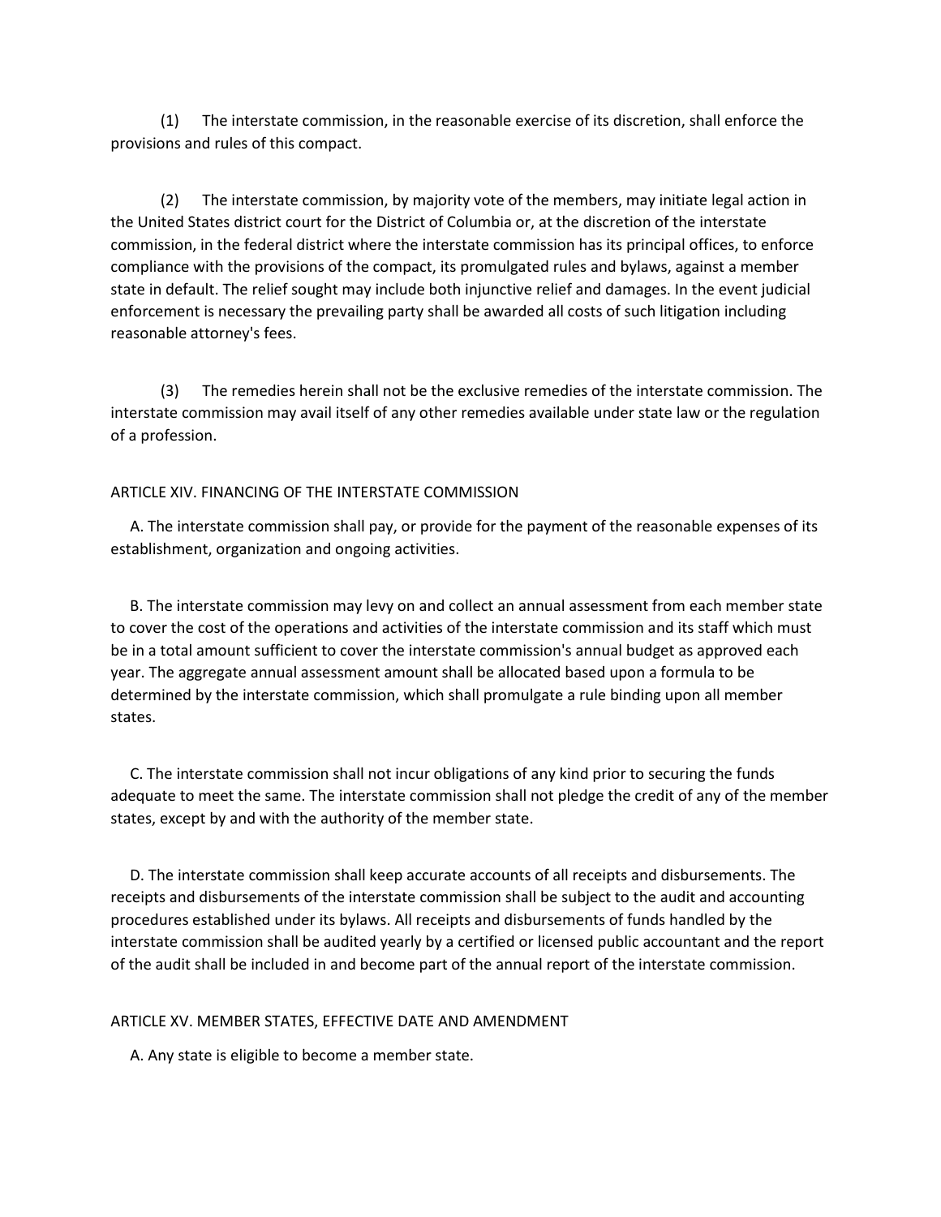(1) The interstate commission, in the reasonable exercise of its discretion, shall enforce the provisions and rules of this compact.

(2) The interstate commission, by majority vote of the members, may initiate legal action in the United States district court for the District of Columbia or, at the discretion of the interstate commission, in the federal district where the interstate commission has its principal offices, to enforce compliance with the provisions of the compact, its promulgated rules and bylaws, against a member state in default. The relief sought may include both injunctive relief and damages. In the event judicial enforcement is necessary the prevailing party shall be awarded all costs of such litigation including reasonable attorney's fees.

(3) The remedies herein shall not be the exclusive remedies of the interstate commission. The interstate commission may avail itself of any other remedies available under state law or the regulation of a profession.

ARTICLE XIV. FINANCING OF THE INTERSTATE COMMISSION

A. The interstate commission shall pay, or provide for the payment of the reasonable expenses of its establishment, organization and ongoing activities.

B. The interstate commission may levy on and collect an annual assessment from each member state to cover the cost of the operations and activities of the interstate commission and its staff which must be in a total amount sufficient to cover the interstate commission's annual budget as approved each year. The aggregate annual assessment amount shall be allocated based upon a formula to be determined by the interstate commission, which shall promulgate a rule binding upon all member states.

C. The interstate commission shall not incur obligations of any kind prior to securing the funds adequate to meet the same. The interstate commission shall not pledge the credit of any of the member states, except by and with the authority of the member state.

D. The interstate commission shall keep accurate accounts of all receipts and disbursements. The receipts and disbursements of the interstate commission shall be subject to the audit and accounting procedures established under its bylaws. All receipts and disbursements of funds handled by the interstate commission shall be audited yearly by a certified or licensed public accountant and the report of the audit shall be included in and become part of the annual report of the interstate commission.

ARTICLE XV. MEMBER STATES, EFFECTIVE DATE AND AMENDMENT

A. Any state is eligible to become a member state.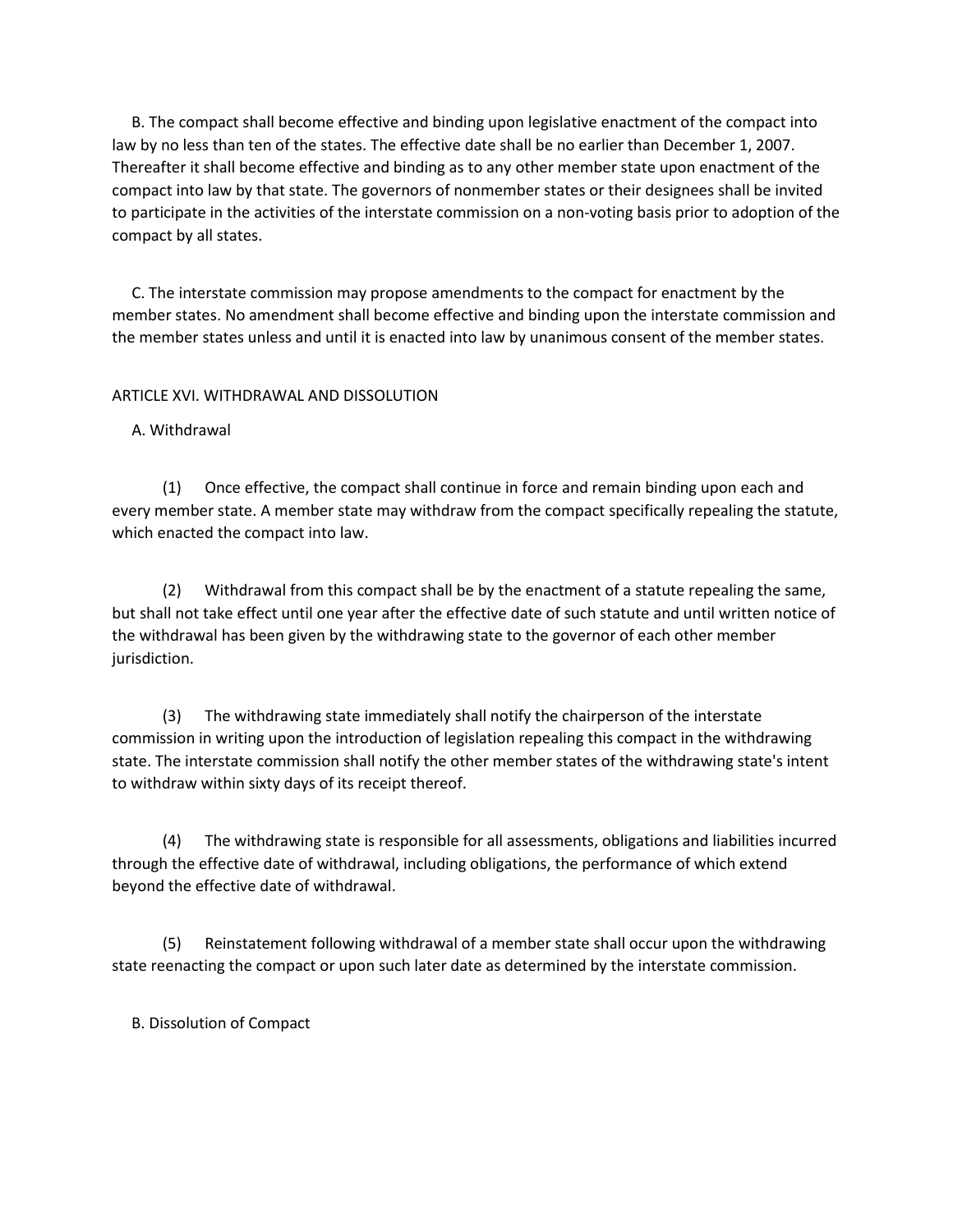B. The compact shall become effective and binding upon legislative enactment of the compact into law by no less than ten of the states. The effective date shall be no earlier than December 1, 2007. Thereafter it shall become effective and binding as to any other member state upon enactment of the compact into law by that state. The governors of nonmember states or their designees shall be invited to participate in the activities of the interstate commission on a non-voting basis prior to adoption of the compact by all states.

C. The interstate commission may propose amendments to the compact for enactment by the member states. No amendment shall become effective and binding upon the interstate commission and the member states unless and until it is enacted into law by unanimous consent of the member states.

ARTICLE XVI. WITHDRAWAL AND DISSOLUTION

A. Withdrawal

(1) Once effective, the compact shall continue in force and remain binding upon each and every member state. A member state may withdraw from the compact specifically repealing the statute, which enacted the compact into law.

(2) Withdrawal from this compact shall be by the enactment of a statute repealing the same, but shall not take effect until one year after the effective date of such statute and until written notice of the withdrawal has been given by the withdrawing state to the governor of each other member jurisdiction.

(3) The withdrawing state immediately shall notify the chairperson of the interstate commission in writing upon the introduction of legislation repealing this compact in the withdrawing state. The interstate commission shall notify the other member states of the withdrawing state's intent to withdraw within sixty days of its receipt thereof.

(4) The withdrawing state is responsible for all assessments, obligations and liabilities incurred through the effective date of withdrawal, including obligations, the performance of which extend beyond the effective date of withdrawal.

(5) Reinstatement following withdrawal of a member state shall occur upon the withdrawing state reenacting the compact or upon such later date as determined by the interstate commission.

B. Dissolution of Compact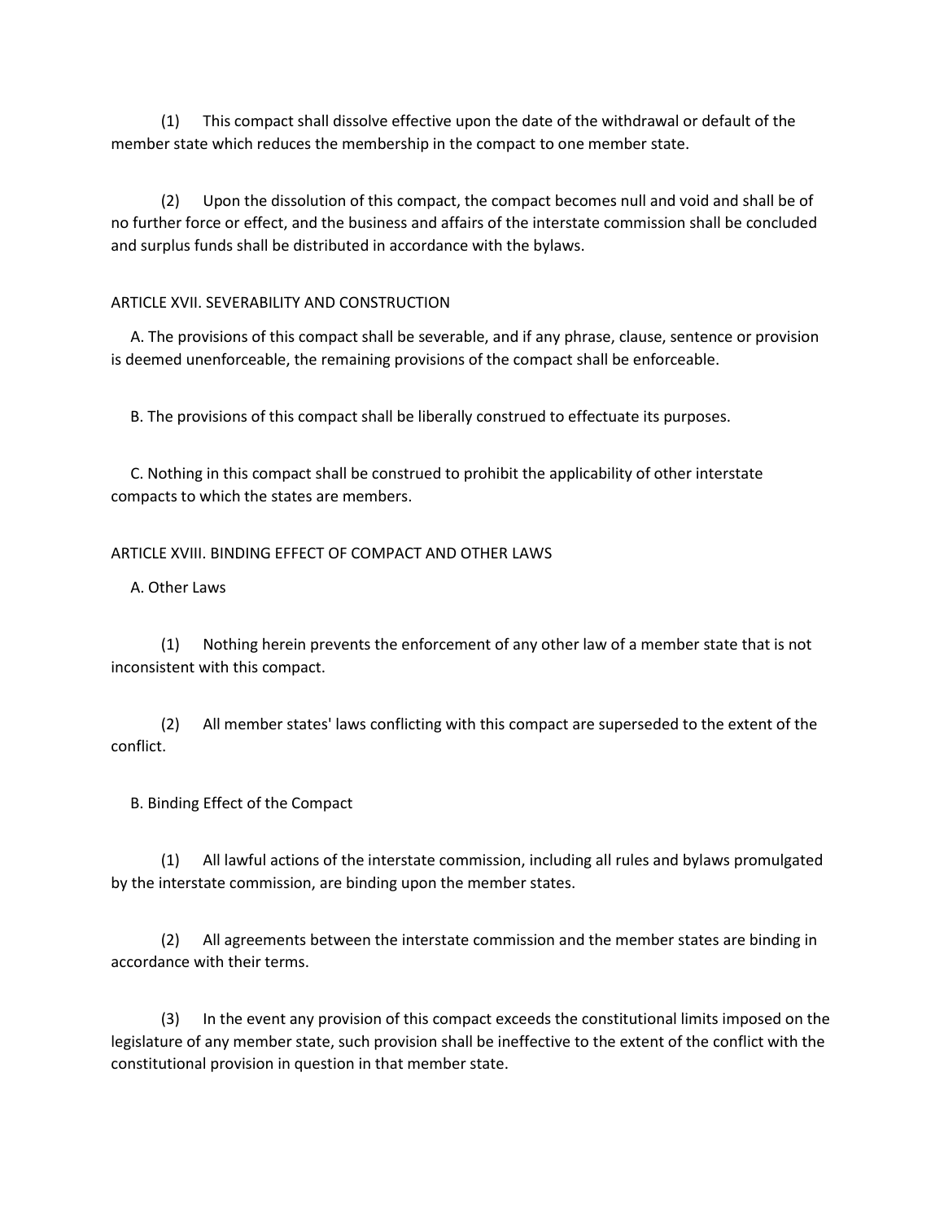(1) This compact shall dissolve effective upon the date of the withdrawal or default of the member state which reduces the membership in the compact to one member state.

(2) Upon the dissolution of this compact, the compact becomes null and void and shall be of no further force or effect, and the business and affairs of the interstate commission shall be concluded and surplus funds shall be distributed in accordance with the bylaws.

ARTICLE XVII. SEVERABILITY AND CONSTRUCTION

A. The provisions of this compact shall be severable, and if any phrase, clause, sentence or provision is deemed unenforceable, the remaining provisions of the compact shall be enforceable.

B. The provisions of this compact shall be liberally construed to effectuate its purposes.

C. Nothing in this compact shall be construed to prohibit the applicability of other interstate compacts to which the states are members.

ARTICLE XVIII. BINDING EFFECT OF COMPACT AND OTHER LAWS

A. Other Laws

(1) Nothing herein prevents the enforcement of any other law of a member state that is not inconsistent with this compact.

(2) All member states' laws conflicting with this compact are superseded to the extent of the conflict.

B. Binding Effect of the Compact

(1) All lawful actions of the interstate commission, including all rules and bylaws promulgated by the interstate commission, are binding upon the member states.

(2) All agreements between the interstate commission and the member states are binding in accordance with their terms.

(3) In the event any provision of this compact exceeds the constitutional limits imposed on the legislature of any member state, such provision shall be ineffective to the extent of the conflict with the constitutional provision in question in that member state.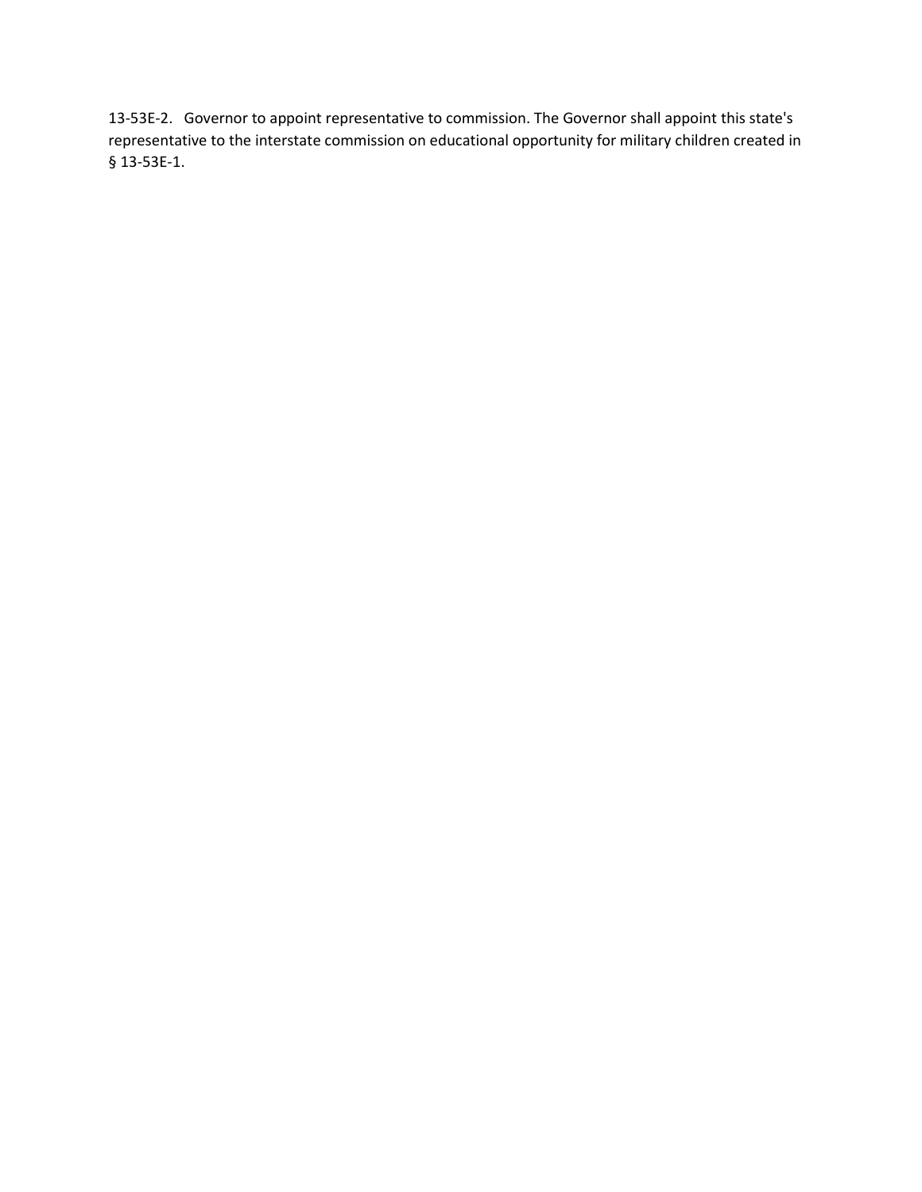13-53E-2. Governor to appoint representative to commission. The Governor shall appoint this state's representative to the interstate commission on educational opportunity for military children created in § 13-53E-1.